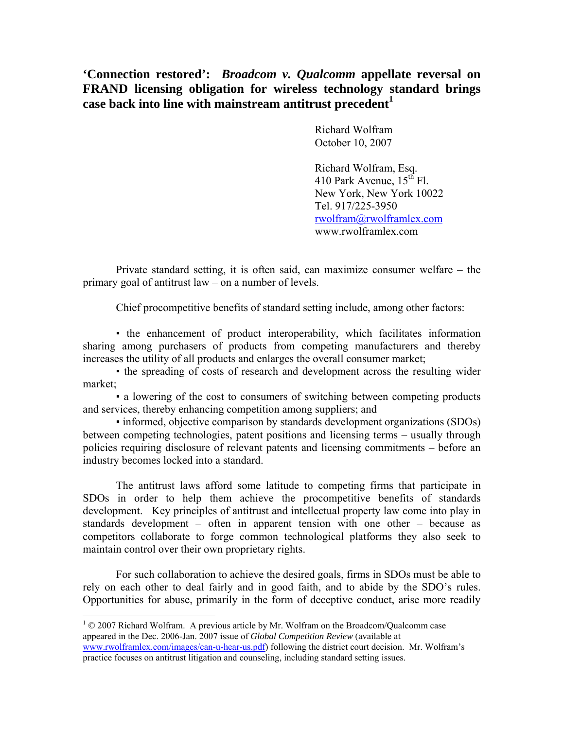# ‘Connection restored’: *Broadcom v. Qualcomm* appellate reversal on FRAND licensing obligation for wireless technology standard brings case back into line with mainstream antitrust precedent[1]

Richard Wolfram
October 10, 2007

Richard Wolfram, Esq.
410 Park Avenue, 15th Fl.
New York, New York 10022
Tel. 917/225-3950
rwolfram@rwolframlex.com
www.rwolframlex.com

Private standard setting, it is often said, can maximize consumer welfare – the primary goal of antitrust law – on a number of levels.

Chief procompetitive benefits of standard setting include, among other factors:

- the enhancement of product interoperability, which facilitates information sharing among purchasers of products from competing manufacturers and thereby increases the utility of all products and enlarges the overall consumer market;
- the spreading of costs of research and development across the resulting wider market;
- a lowering of the cost to consumers of switching between competing products and services, thereby enhancing competition among suppliers; and
- informed, objective comparison by standards development organizations (SDOs) between competing technologies, patent positions and licensing terms – usually through policies requiring disclosure of relevant patents and licensing commitments – before an industry becomes locked into a standard.

The antitrust laws afford some latitude to competing firms that participate in SDOs in order to help them achieve the procompetitive benefits of standards development. Key principles of antitrust and intellectual property law come into play in standards development – often in apparent tension with one other – because as competitors collaborate to forge common technological platforms they also seek to maintain control over their own proprietary rights.

For such collaboration to achieve the desired goals, firms in SDOs must be able to rely on each other to deal fairly and in good faith, and to abide by the SDO’s rules. Opportunities for abuse, primarily in the form of deceptive conduct, arise more readily

---

[1] © 2007 Richard Wolfram. A previous article by Mr. Wolfram on the Broadcom/Qualcomm case appeared in the Dec. 2006-Jan. 2007 issue of *Global Competition Review* (available at www.rwolframlex.com/images/can-u-hear-us.pdf) following the district court decision. Mr. Wolfram’s practice focuses on antitrust litigation and counseling, including standard setting issues.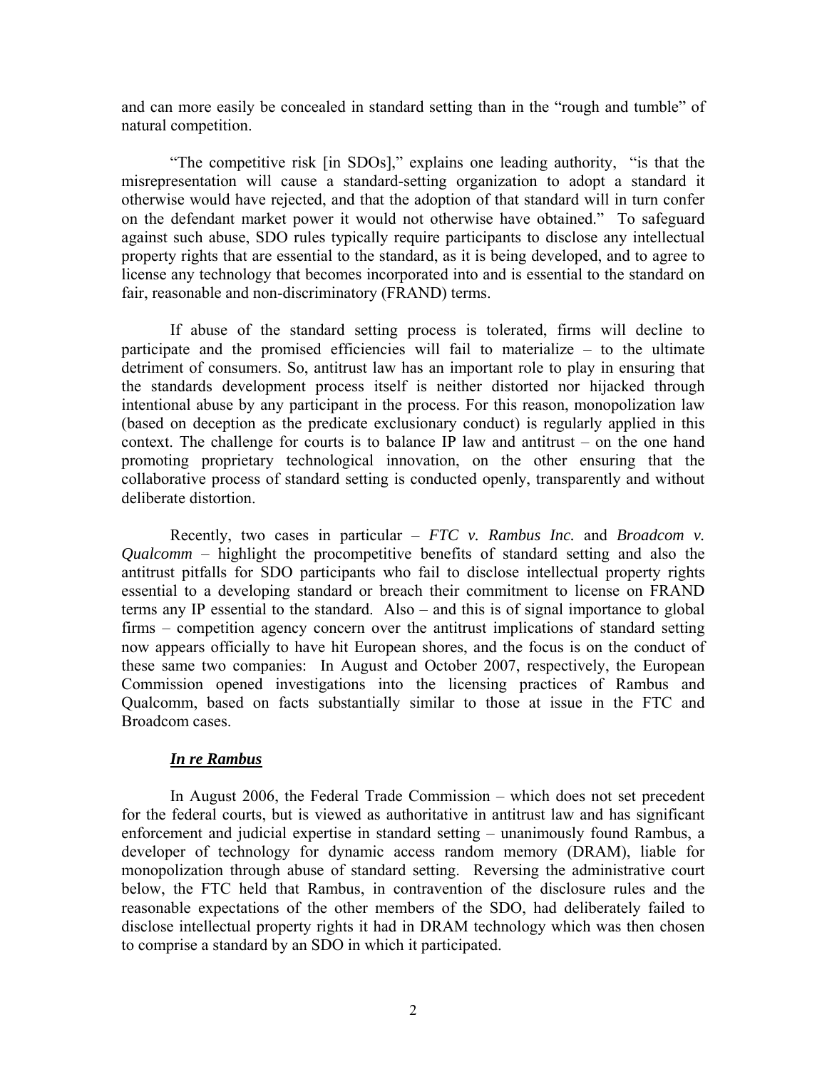and can more easily be concealed in standard setting than in the "rough and tumble" of natural competition.

"The competitive risk [in SDOs]," explains one leading authority, "is that the misrepresentation will cause a standard-setting organization to adopt a standard it otherwise would have rejected, and that the adoption of that standard will in turn confer on the defendant market power it would not otherwise have obtained." To safeguard against such abuse, SDO rules typically require participants to disclose any intellectual property rights that are essential to the standard, as it is being developed, and to agree to license any technology that becomes incorporated into and is essential to the standard on fair, reasonable and non-discriminatory (FRAND) terms.

If abuse of the standard setting process is tolerated, firms will decline to participate and the promised efficiencies will fail to materialize – to the ultimate detriment of consumers. So, antitrust law has an important role to play in ensuring that the standards development process itself is neither distorted nor hijacked through intentional abuse by any participant in the process. For this reason, monopolization law (based on deception as the predicate exclusionary conduct) is regularly applied in this context. The challenge for courts is to balance IP law and antitrust – on the one hand promoting proprietary technological innovation, on the other ensuring that the collaborative process of standard setting is conducted openly, transparently and without deliberate distortion.

Recently, two cases in particular – *FTC v. Rambus Inc.* and *Broadcom v. Qualcomm* – highlight the procompetitive benefits of standard setting and also the antitrust pitfalls for SDO participants who fail to disclose intellectual property rights essential to a developing standard or breach their commitment to license on FRAND terms any IP essential to the standard. Also – and this is of signal importance to global firms – competition agency concern over the antitrust implications of standard setting now appears officially to have hit European shores, and the focus is on the conduct of these same two companies: In August and October 2007, respectively, the European Commission opened investigations into the licensing practices of Rambus and Qualcomm, based on facts substantially similar to those at issue in the FTC and Broadcom cases.

### ***In re Rambus***

In August 2006, the Federal Trade Commission – which does not set precedent for the federal courts, but is viewed as authoritative in antitrust law and has significant enforcement and judicial expertise in standard setting – unanimously found Rambus, a developer of technology for dynamic access random memory (DRAM), liable for monopolization through abuse of standard setting. Reversing the administrative court below, the FTC held that Rambus, in contravention of the disclosure rules and the reasonable expectations of the other members of the SDO, had deliberately failed to disclose intellectual property rights it had in DRAM technology which was then chosen to comprise a standard by an SDO in which it participated.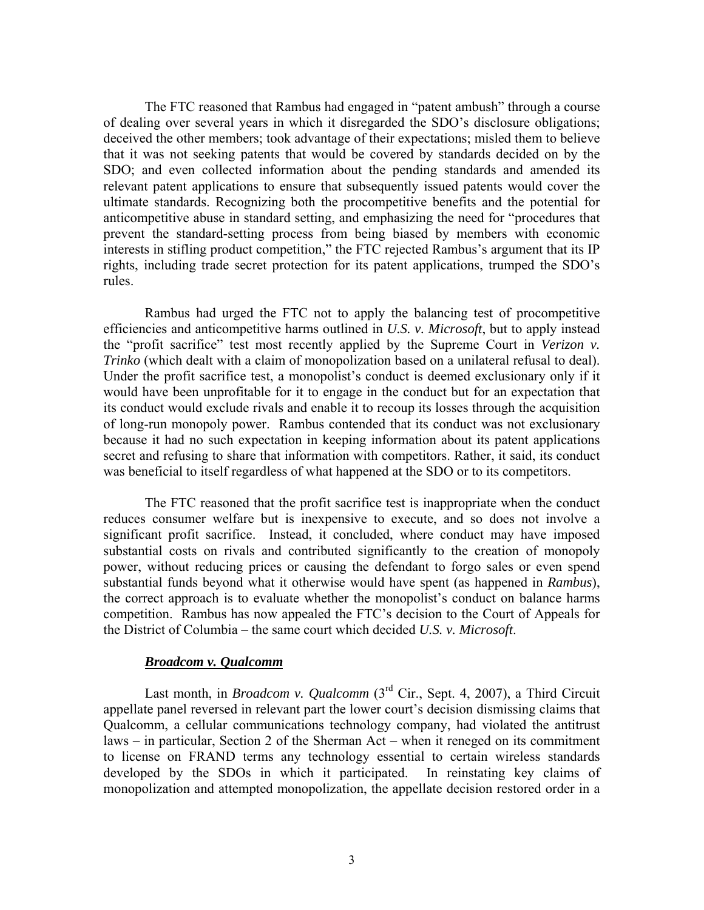The FTC reasoned that Rambus had engaged in "patent ambush" through a course of dealing over several years in which it disregarded the SDO's disclosure obligations; deceived the other members; took advantage of their expectations; misled them to believe that it was not seeking patents that would be covered by standards decided on by the SDO; and even collected information about the pending standards and amended its relevant patent applications to ensure that subsequently issued patents would cover the ultimate standards. Recognizing both the procompetitive benefits and the potential for anticompetitive abuse in standard setting, and emphasizing the need for "procedures that prevent the standard-setting process from being biased by members with economic interests in stifling product competition," the FTC rejected Rambus's argument that its IP rights, including trade secret protection for its patent applications, trumped the SDO's rules.

Rambus had urged the FTC not to apply the balancing test of procompetitive efficiencies and anticompetitive harms outlined in *U.S. v. Microsoft*, but to apply instead the "profit sacrifice" test most recently applied by the Supreme Court in *Verizon v. Trinko* (which dealt with a claim of monopolization based on a unilateral refusal to deal). Under the profit sacrifice test, a monopolist's conduct is deemed exclusionary only if it would have been unprofitable for it to engage in the conduct but for an expectation that its conduct would exclude rivals and enable it to recoup its losses through the acquisition of long-run monopoly power. Rambus contended that its conduct was not exclusionary because it had no such expectation in keeping information about its patent applications secret and refusing to share that information with competitors. Rather, it said, its conduct was beneficial to itself regardless of what happened at the SDO or to its competitors.

The FTC reasoned that the profit sacrifice test is inappropriate when the conduct reduces consumer welfare but is inexpensive to execute, and so does not involve a significant profit sacrifice. Instead, it concluded, where conduct may have imposed substantial costs on rivals and contributed significantly to the creation of monopoly power, without reducing prices or causing the defendant to forgo sales or even spend substantial funds beyond what it otherwise would have spent (as happened in *Rambus*), the correct approach is to evaluate whether the monopolist's conduct on balance harms competition. Rambus has now appealed the FTC's decision to the Court of Appeals for the District of Columbia – the same court which decided *U.S. v. Microsoft*.

### ***Broadcom v. Qualcomm***

Last month, in *Broadcom v. Qualcomm* (3rd Cir., Sept. 4, 2007), a Third Circuit appellate panel reversed in relevant part the lower court's decision dismissing claims that Qualcomm, a cellular communications technology company, had violated the antitrust laws – in particular, Section 2 of the Sherman Act – when it reneged on its commitment to license on FRAND terms any technology essential to certain wireless standards developed by the SDOs in which it participated. In reinstating key claims of monopolization and attempted monopolization, the appellate decision restored order in a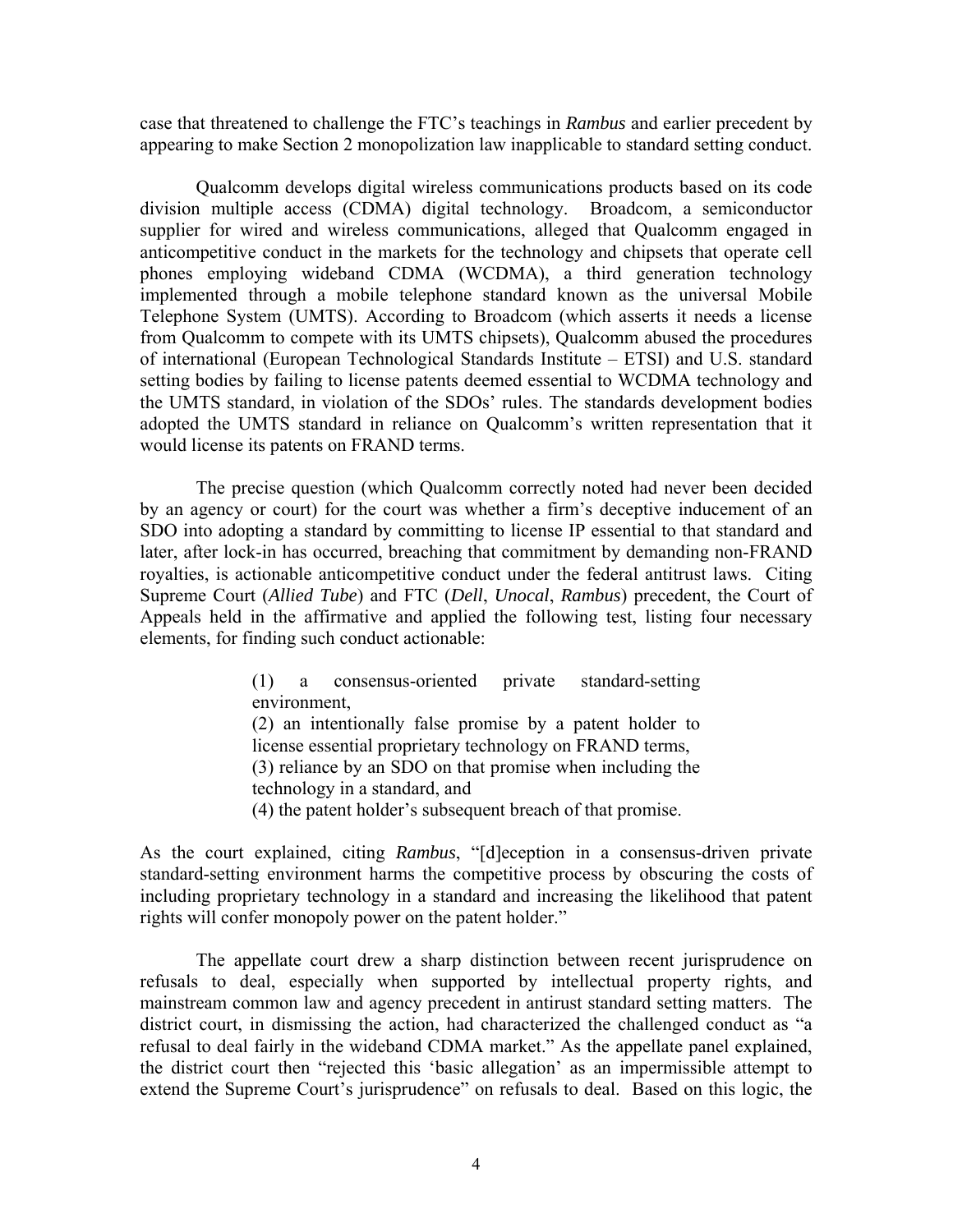case that threatened to challenge the FTC's teachings in *Rambus* and earlier precedent by appearing to make Section 2 monopolization law inapplicable to standard setting conduct.

Qualcomm develops digital wireless communications products based on its code division multiple access (CDMA) digital technology. Broadcom, a semiconductor supplier for wired and wireless communications, alleged that Qualcomm engaged in anticompetitive conduct in the markets for the technology and chipsets that operate cell phones employing wideband CDMA (WCDMA), a third generation technology implemented through a mobile telephone standard known as the universal Mobile Telephone System (UMTS). According to Broadcom (which asserts it needs a license from Qualcomm to compete with its UMTS chipsets), Qualcomm abused the procedures of international (European Technological Standards Institute – ETSI) and U.S. standard setting bodies by failing to license patents deemed essential to WCDMA technology and the UMTS standard, in violation of the SDOs' rules. The standards development bodies adopted the UMTS standard in reliance on Qualcomm's written representation that it would license its patents on FRAND terms.

The precise question (which Qualcomm correctly noted had never been decided by an agency or court) for the court was whether a firm's deceptive inducement of an SDO into adopting a standard by committing to license IP essential to that standard and later, after lock-in has occurred, breaching that commitment by demanding non-FRAND royalties, is actionable anticompetitive conduct under the federal antitrust laws. Citing Supreme Court (*Allied Tube*) and FTC (*Dell*, *Unocal*, *Rambus*) precedent, the Court of Appeals held in the affirmative and applied the following test, listing four necessary elements, for finding such conduct actionable:

> (1) a consensus-oriented private standard-setting environment,
> (2) an intentionally false promise by a patent holder to license essential proprietary technology on FRAND terms,
> (3) reliance by an SDO on that promise when including the technology in a standard, and
> (4) the patent holder's subsequent breach of that promise.

As the court explained, citing *Rambus*, "[d]eception in a consensus-driven private standard-setting environment harms the competitive process by obscuring the costs of including proprietary technology in a standard and increasing the likelihood that patent rights will confer monopoly power on the patent holder."

The appellate court drew a sharp distinction between recent jurisprudence on refusals to deal, especially when supported by intellectual property rights, and mainstream common law and agency precedent in antirust standard setting matters. The district court, in dismissing the action, had characterized the challenged conduct as "a refusal to deal fairly in the wideband CDMA market." As the appellate panel explained, the district court then "rejected this 'basic allegation' as an impermissible attempt to extend the Supreme Court's jurisprudence" on refusals to deal. Based on this logic, the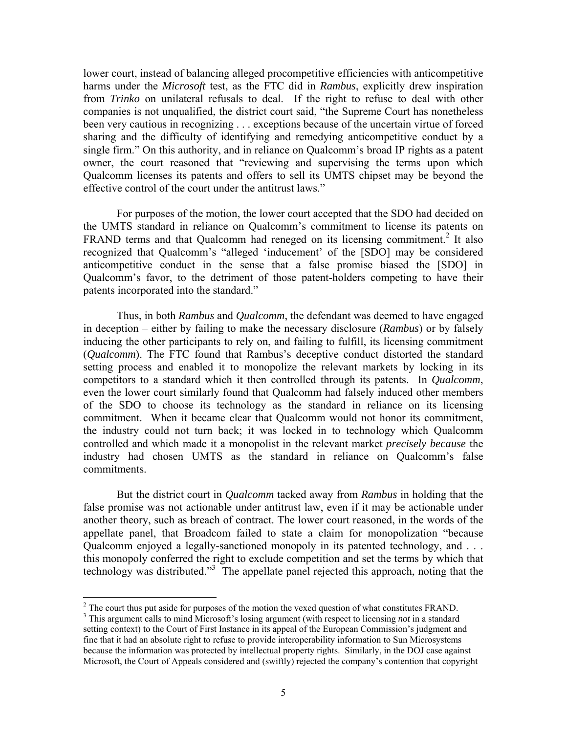lower court, instead of balancing alleged procompetitive efficiencies with anticompetitive harms under the *Microsoft* test, as the FTC did in *Rambus*, explicitly drew inspiration from *Trinko* on unilateral refusals to deal. If the right to refuse to deal with other companies is not unqualified, the district court said, "the Supreme Court has nonetheless been very cautious in recognizing . . . exceptions because of the uncertain virtue of forced sharing and the difficulty of identifying and remedying anticompetitive conduct by a single firm." On this authority, and in reliance on Qualcomm's broad IP rights as a patent owner, the court reasoned that "reviewing and supervising the terms upon which Qualcomm licenses its patents and offers to sell its UMTS chipset may be beyond the effective control of the court under the antitrust laws."

For purposes of the motion, the lower court accepted that the SDO had decided on the UMTS standard in reliance on Qualcomm's commitment to license its patents on FRAND terms and that Qualcomm had reneged on its licensing commitment.[2] It also recognized that Qualcomm's "alleged 'inducement' of the [SDO] may be considered anticompetitive conduct in the sense that a false promise biased the [SDO] in Qualcomm's favor, to the detriment of those patent-holders competing to have their patents incorporated into the standard."

Thus, in both *Rambus* and *Qualcomm*, the defendant was deemed to have engaged in deception – either by failing to make the necessary disclosure (*Rambus*) or by falsely inducing the other participants to rely on, and failing to fulfill, its licensing commitment (*Qualcomm*). The FTC found that Rambus's deceptive conduct distorted the standard setting process and enabled it to monopolize the relevant markets by locking in its competitors to a standard which it then controlled through its patents. In *Qualcomm*, even the lower court similarly found that Qualcomm had falsely induced other members of the SDO to choose its technology as the standard in reliance on its licensing commitment. When it became clear that Qualcomm would not honor its commitment, the industry could not turn back; it was locked in to technology which Qualcomm controlled and which made it a monopolist in the relevant market *precisely because* the industry had chosen UMTS as the standard in reliance on Qualcomm's false commitments.

But the district court in *Qualcomm* tacked away from *Rambus* in holding that the false promise was not actionable under antitrust law, even if it may be actionable under another theory, such as breach of contract. The lower court reasoned, in the words of the appellate panel, that Broadcom failed to state a claim for monopolization "because Qualcomm enjoyed a legally-sanctioned monopoly in its patented technology, and . . . this monopoly conferred the right to exclude competition and set the terms by which that technology was distributed."[3] The appellate panel rejected this approach, noting that the

---

[2] The court thus put aside for purposes of the motion the vexed question of what constitutes FRAND.

[3] This argument calls to mind Microsoft's losing argument (with respect to licensing *not* in a standard setting context) to the Court of First Instance in its appeal of the European Commission's judgment and fine that it had an absolute right to refuse to provide interoperability information to Sun Microsystems because the information was protected by intellectual property rights. Similarly, in the DOJ case against Microsoft, the Court of Appeals considered and (swiftly) rejected the company's contention that copyright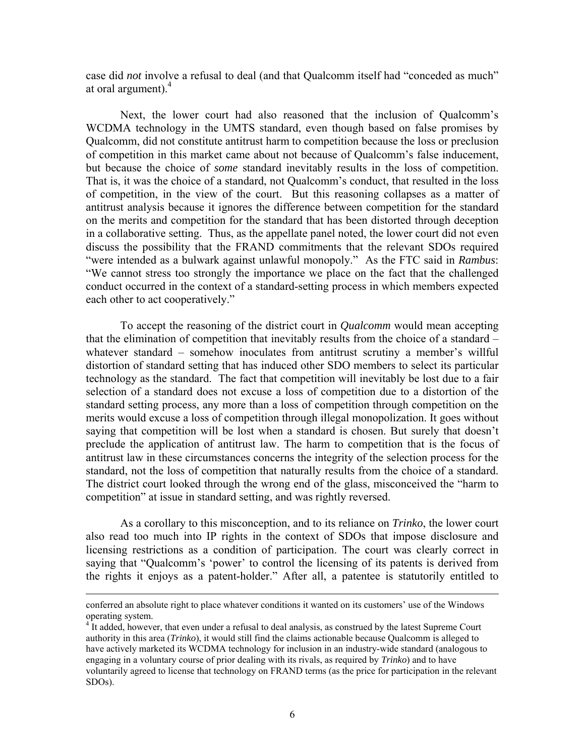case did *not* involve a refusal to deal (and that Qualcomm itself had "conceded as much" at oral argument).[4]

Next, the lower court had also reasoned that the inclusion of Qualcomm's WCDMA technology in the UMTS standard, even though based on false promises by Qualcomm, did not constitute antitrust harm to competition because the loss or preclusion of competition in this market came about not because of Qualcomm's false inducement, but because the choice of *some* standard inevitably results in the loss of competition. That is, it was the choice of a standard, not Qualcomm's conduct, that resulted in the loss of competition, in the view of the court. But this reasoning collapses as a matter of antitrust analysis because it ignores the difference between competition for the standard on the merits and competition for the standard that has been distorted through deception in a collaborative setting. Thus, as the appellate panel noted, the lower court did not even discuss the possibility that the FRAND commitments that the relevant SDOs required "were intended as a bulwark against unlawful monopoly." As the FTC said in *Rambus*: "We cannot stress too strongly the importance we place on the fact that the challenged conduct occurred in the context of a standard-setting process in which members expected each other to act cooperatively."

To accept the reasoning of the district court in *Qualcomm* would mean accepting that the elimination of competition that inevitably results from the choice of a standard – whatever standard – somehow inoculates from antitrust scrutiny a member's willful distortion of standard setting that has induced other SDO members to select its particular technology as the standard. The fact that competition will inevitably be lost due to a fair selection of a standard does not excuse a loss of competition due to a distortion of the standard setting process, any more than a loss of competition through competition on the merits would excuse a loss of competition through illegal monopolization. It goes without saying that competition will be lost when a standard is chosen. But surely that doesn't preclude the application of antitrust law. The harm to competition that is the focus of antitrust law in these circumstances concerns the integrity of the selection process for the standard, not the loss of competition that naturally results from the choice of a standard. The district court looked through the wrong end of the glass, misconceived the "harm to competition" at issue in standard setting, and was rightly reversed.

As a corollary to this misconception, and to its reliance on *Trinko*, the lower court also read too much into IP rights in the context of SDOs that impose disclosure and licensing restrictions as a condition of participation. The court was clearly correct in saying that "Qualcomm's 'power' to control the licensing of its patents is derived from the rights it enjoys as a patent-holder." After all, a patentee is statutorily entitled to

---

conferred an absolute right to place whatever conditions it wanted on its customers' use of the Windows operating system.

[4] It added, however, that even under a refusal to deal analysis, as construed by the latest Supreme Court authority in this area (*Trinko*), it would still find the claims actionable because Qualcomm is alleged to have actively marketed its WCDMA technology for inclusion in an industry-wide standard (analogous to engaging in a voluntary course of prior dealing with its rivals, as required by *Trinko*) and to have voluntarily agreed to license that technology on FRAND terms (as the price for participation in the relevant SDOs).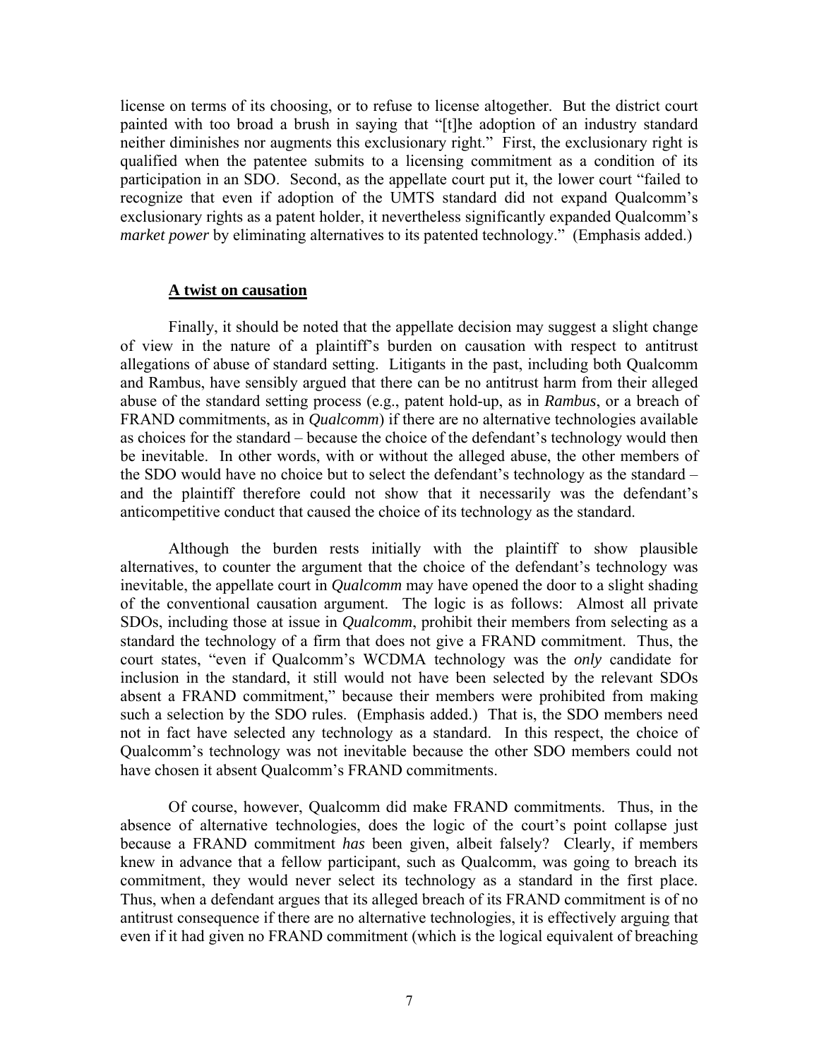license on terms of its choosing, or to refuse to license altogether. But the district court painted with too broad a brush in saying that "[t]he adoption of an industry standard neither diminishes nor augments this exclusionary right." First, the exclusionary right is qualified when the patentee submits to a licensing commitment as a condition of its participation in an SDO. Second, as the appellate court put it, the lower court "failed to recognize that even if adoption of the UMTS standard did not expand Qualcomm's exclusionary rights as a patent holder, it nevertheless significantly expanded Qualcomm's *market power* by eliminating alternatives to its patented technology." (Emphasis added.)

**A twist on causation**

Finally, it should be noted that the appellate decision may suggest a slight change of view in the nature of a plaintiff's burden on causation with respect to antitrust allegations of abuse of standard setting. Litigants in the past, including both Qualcomm and Rambus, have sensibly argued that there can be no antitrust harm from their alleged abuse of the standard setting process (e.g., patent hold-up, as in *Rambus*, or a breach of FRAND commitments, as in *Qualcomm*) if there are no alternative technologies available as choices for the standard – because the choice of the defendant's technology would then be inevitable. In other words, with or without the alleged abuse, the other members of the SDO would have no choice but to select the defendant's technology as the standard – and the plaintiff therefore could not show that it necessarily was the defendant's anticompetitive conduct that caused the choice of its technology as the standard.

Although the burden rests initially with the plaintiff to show plausible alternatives, to counter the argument that the choice of the defendant's technology was inevitable, the appellate court in *Qualcomm* may have opened the door to a slight shading of the conventional causation argument. The logic is as follows: Almost all private SDOs, including those at issue in *Qualcomm*, prohibit their members from selecting as a standard the technology of a firm that does not give a FRAND commitment. Thus, the court states, "even if Qualcomm's WCDMA technology was the *only* candidate for inclusion in the standard, it still would not have been selected by the relevant SDOs absent a FRAND commitment," because their members were prohibited from making such a selection by the SDO rules. (Emphasis added.) That is, the SDO members need not in fact have selected any technology as a standard. In this respect, the choice of Qualcomm's technology was not inevitable because the other SDO members could not have chosen it absent Qualcomm's FRAND commitments.

Of course, however, Qualcomm did make FRAND commitments. Thus, in the absence of alternative technologies, does the logic of the court's point collapse just because a FRAND commitment *has* been given, albeit falsely? Clearly, if members knew in advance that a fellow participant, such as Qualcomm, was going to breach its commitment, they would never select its technology as a standard in the first place. Thus, when a defendant argues that its alleged breach of its FRAND commitment is of no antitrust consequence if there are no alternative technologies, it is effectively arguing that even if it had given no FRAND commitment (which is the logical equivalent of breaching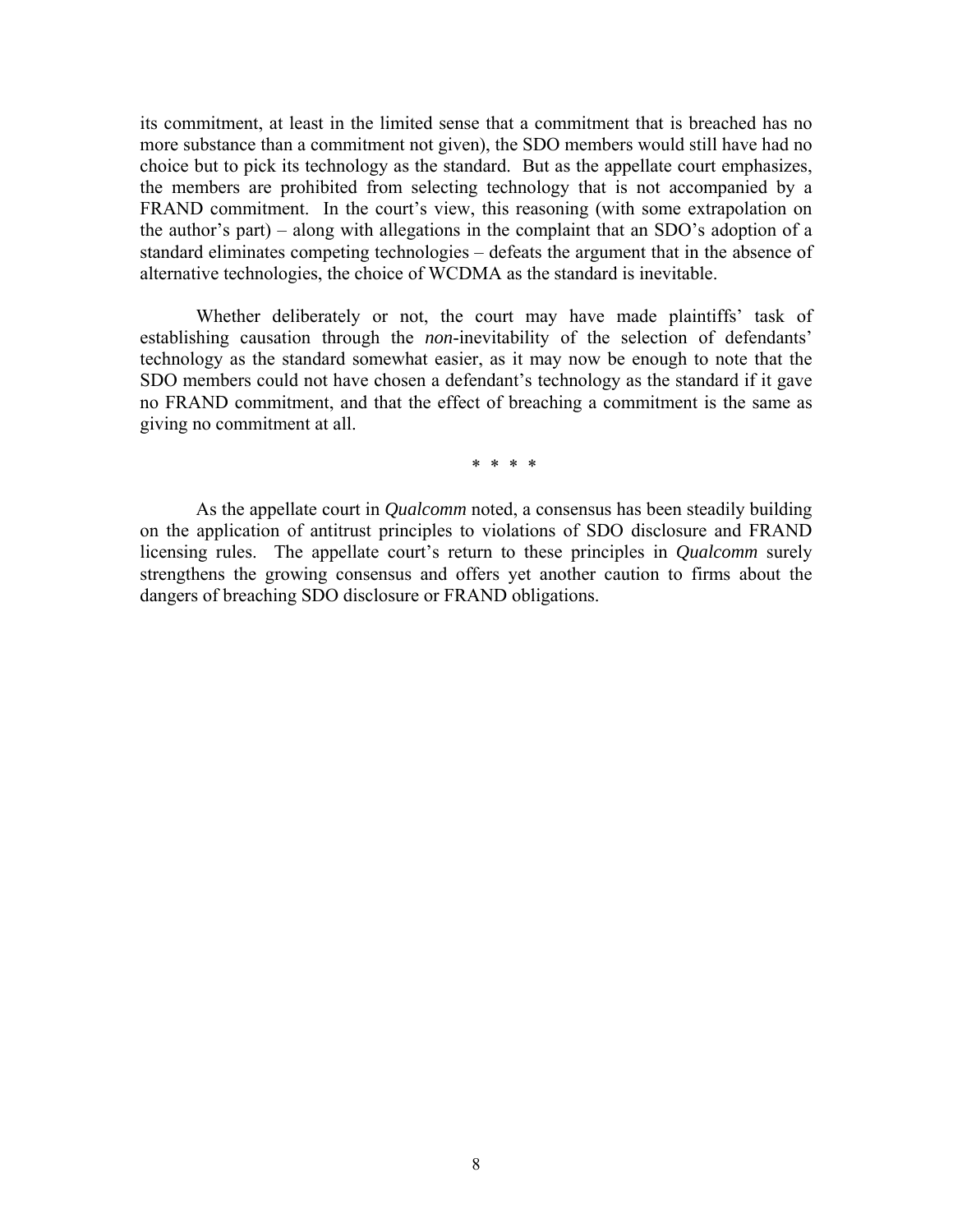its commitment, at least in the limited sense that a commitment that is breached has no more substance than a commitment not given), the SDO members would still have had no choice but to pick its technology as the standard. But as the appellate court emphasizes, the members are prohibited from selecting technology that is not accompanied by a FRAND commitment. In the court's view, this reasoning (with some extrapolation on the author's part) – along with allegations in the complaint that an SDO's adoption of a standard eliminates competing technologies – defeats the argument that in the absence of alternative technologies, the choice of WCDMA as the standard is inevitable.

Whether deliberately or not, the court may have made plaintiffs' task of establishing causation through the *non*-inevitability of the selection of defendants' technology as the standard somewhat easier, as it may now be enough to note that the SDO members could not have chosen a defendant's technology as the standard if it gave no FRAND commitment, and that the effect of breaching a commitment is the same as giving no commitment at all.

\* \* \* \*

As the appellate court in *Qualcomm* noted, a consensus has been steadily building on the application of antitrust principles to violations of SDO disclosure and FRAND licensing rules. The appellate court's return to these principles in *Qualcomm* surely strengthens the growing consensus and offers yet another caution to firms about the dangers of breaching SDO disclosure or FRAND obligations.